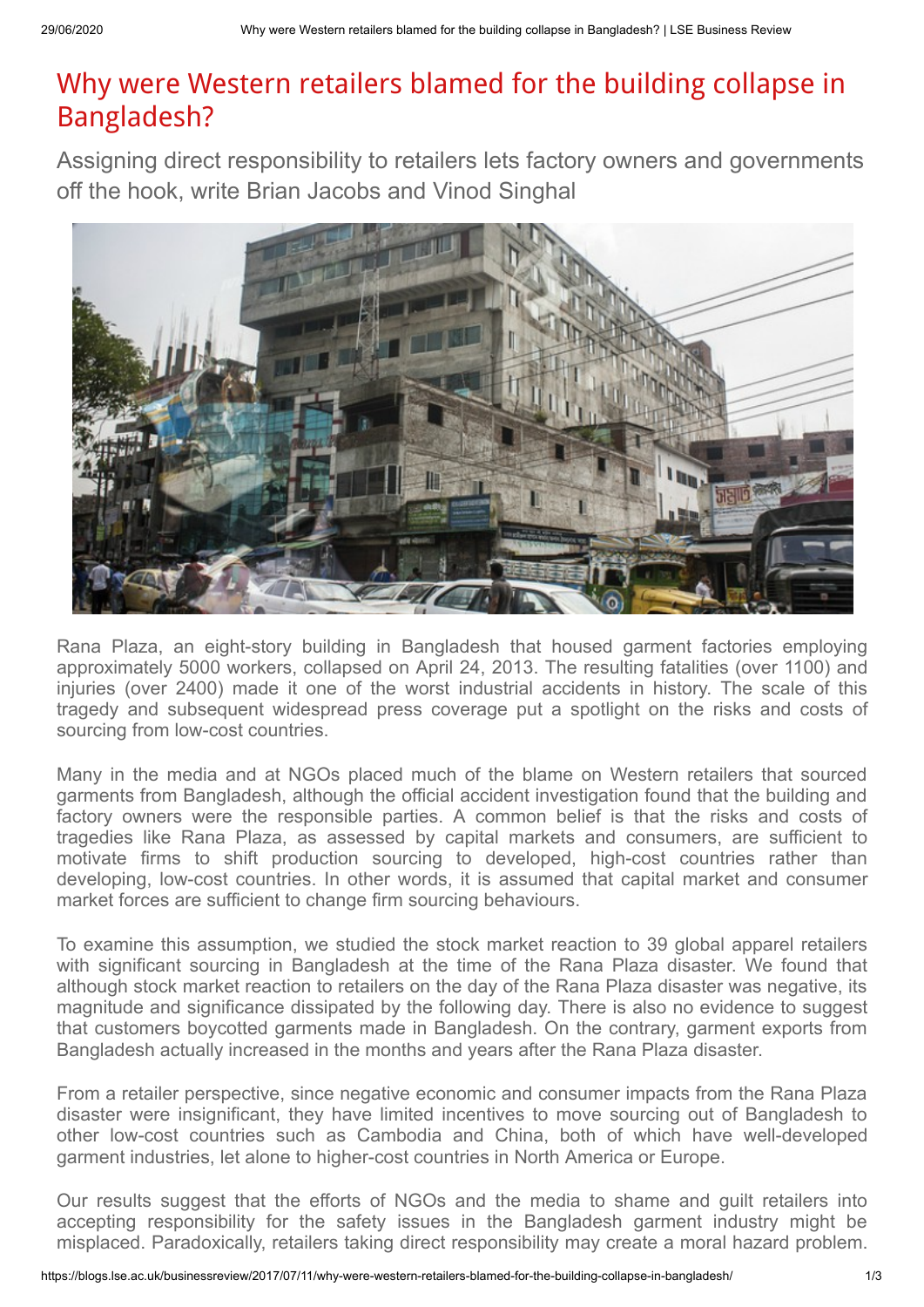# Why were Western retailers blamed for the building collapse in Bangladesh?

Assigning direct responsibility to retailers lets factory owners and governments off the hook, write Brian Jacobs and Vinod Singhal

Rana Plaza, an eight-story building in Bangladesh that housed garment factories employing approximately 5000 workers, collapsed on April 24, 2013. The resulting fatalities (over 1100) and injuries (over 2400) made it one of the worst industrial accidents in history. The scale of this tragedy and subsequent widespread press coverage put a spotlight on the risks and costs of sourcing from low-cost countries.

Many in the media and at NGOs placed much of the blame on Western retailers that sourced garments from Bangladesh, although the official accident investigation found that the building and factory owners were the responsible parties. A common belief is that the risks and costs of tragedies like Rana Plaza, as assessed by capital markets and consumers, are sufficient to motivate firms to shift production sourcing to developed, high-cost countries rather than developing, low-cost countries. In other words, it is assumed that capital market and consumer market forces are sufficient to change firm sourcing behaviours.

To examine this assumption, we studied the stock market reaction to 39 global apparel retailers with significant sourcing in Bangladesh at the time of the Rana Plaza disaster. We found that although stock market reaction to retailers on the day of the Rana Plaza disaster was negative, its magnitude and significance dissipated by the following day. There is also no evidence to suggest that customers boycotted garments made in Bangladesh. On the contrary, garment exports from Bangladesh actually increased in the months and years after the Rana Plaza disaster.

From a retailer perspective, since negative economic and consumer impacts from the Rana Plaza disaster were insignificant, they have limited incentives to move sourcing out of Bangladesh to other low-cost countries such as Cambodia and China, both of which have well-developed garment industries, let alone to higher-cost countries in North America or Europe.

Our results suggest that the efforts of NGOs and the media to shame and guilt retailers into accepting responsibility for the safety issues in the Bangladesh garment industry might be misplaced. Paradoxically, retailers taking direct responsibility may create a moral hazard problem.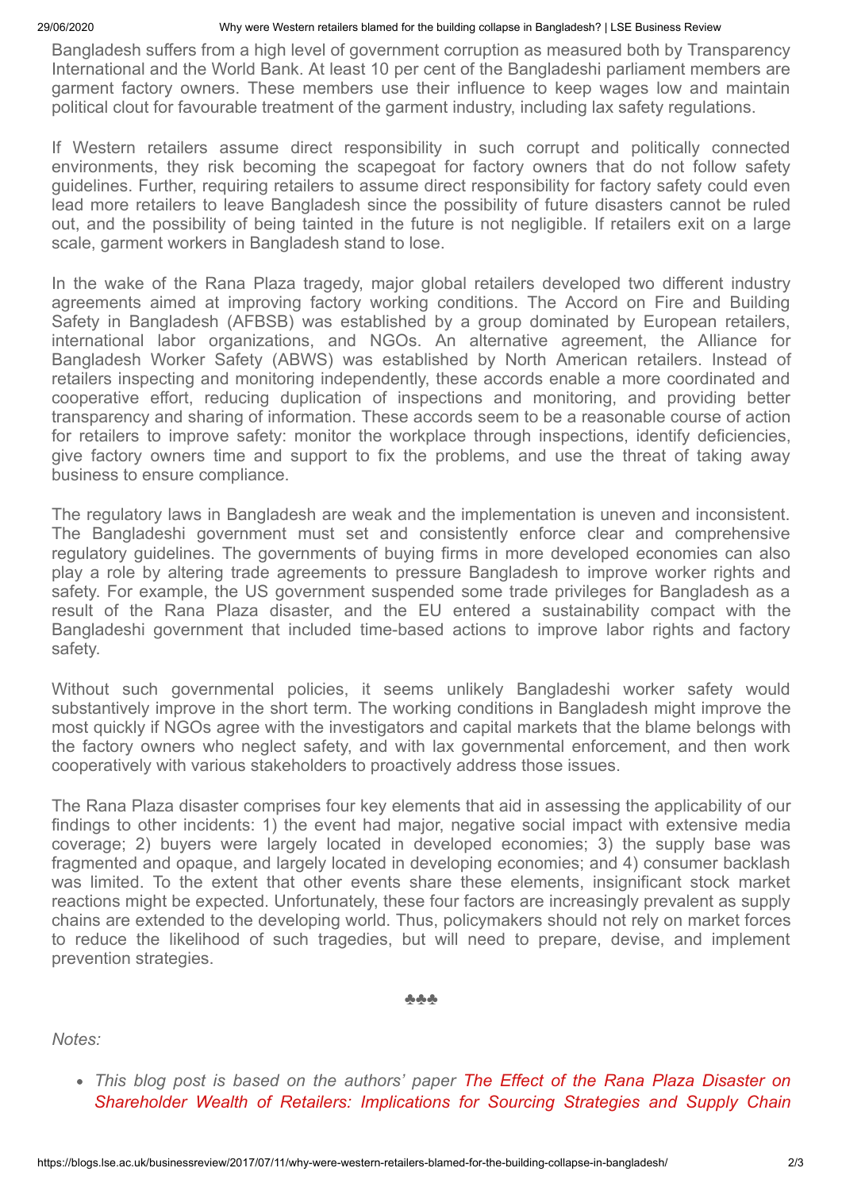Bangladesh suffers from a high level of government corruption as measured both by Transparency International and the World Bank. At least 10 per cent of the Bangladeshi parliament members are garment factory owners. These members use their influence to keep wages low and maintain political clout for favourable treatment of the garment industry, including lax safety regulations.

If Western retailers assume direct responsibility in such corrupt and politically connected environments, they risk becoming the scapegoat for factory owners that do not follow safety guidelines. Further, requiring retailers to assume direct responsibility for factory safety could even lead more retailers to leave Bangladesh since the possibility of future disasters cannot be ruled out, and the possibility of being tainted in the future is not negligible. If retailers exit on a large scale, garment workers in Bangladesh stand to lose.

In the wake of the Rana Plaza tragedy, major global retailers developed two different industry agreements aimed at improving factory working conditions. The Accord on Fire and Building Safety in Bangladesh (AFBSB) was established by a group dominated by European retailers, international labor organizations, and NGOs. An alternative agreement, the Alliance for Bangladesh Worker Safety (ABWS) was established by North American retailers. Instead of retailers inspecting and monitoring independently, these accords enable a more coordinated and cooperative effort, reducing duplication of inspections and monitoring, and providing better transparency and sharing of information. These accords seem to be a reasonable course of action for retailers to improve safety: monitor the workplace through inspections, identify deficiencies, give factory owners time and support to fix the problems, and use the threat of taking away business to ensure compliance.

The regulatory laws in Bangladesh are weak and the implementation is uneven and inconsistent. The Bangladeshi government must set and consistently enforce clear and comprehensive regulatory guidelines. The governments of buying firms in more developed economies can also play a role by altering trade agreements to pressure Bangladesh to improve worker rights and safety. For example, the US government suspended some trade privileges for Bangladesh as a result of the Rana Plaza disaster, and the EU entered a sustainability compact with the Bangladeshi government that included time-based actions to improve labor rights and factory safety.

Without such governmental policies, it seems unlikely Bangladeshi worker safety would substantively improve in the short term. The working conditions in Bangladesh might improve the most quickly if NGOs agree with the investigators and capital markets that the blame belongs with the factory owners who neglect safety, and with lax governmental enforcement, and then work cooperatively with various stakeholders to proactively address those issues.

The Rana Plaza disaster comprises four key elements that aid in assessing the applicability of our findings to other incidents: 1) the event had major, negative social impact with extensive media coverage; 2) buyers were largely located in developed economies; 3) the supply base was fragmented and opaque, and largely located in developing economies; and 4) consumer backlash was limited. To the extent that other events share these elements, insignificant stock market reactions might be expected. Unfortunately, these four factors are increasingly prevalent as supply chains are extended to the developing world. Thus, policymakers should not rely on market forces to reduce the likelihood of such tragedies, but will need to prepare, devise, and implement prevention strategies.

♣♣♣

*Notes:*

- *This blog post is based on the authors' paper The Effect of the Rana Plaza Disaster on Shareholder Wealth of Retailers: Implications for Sourcing Strategies and Supply Chain*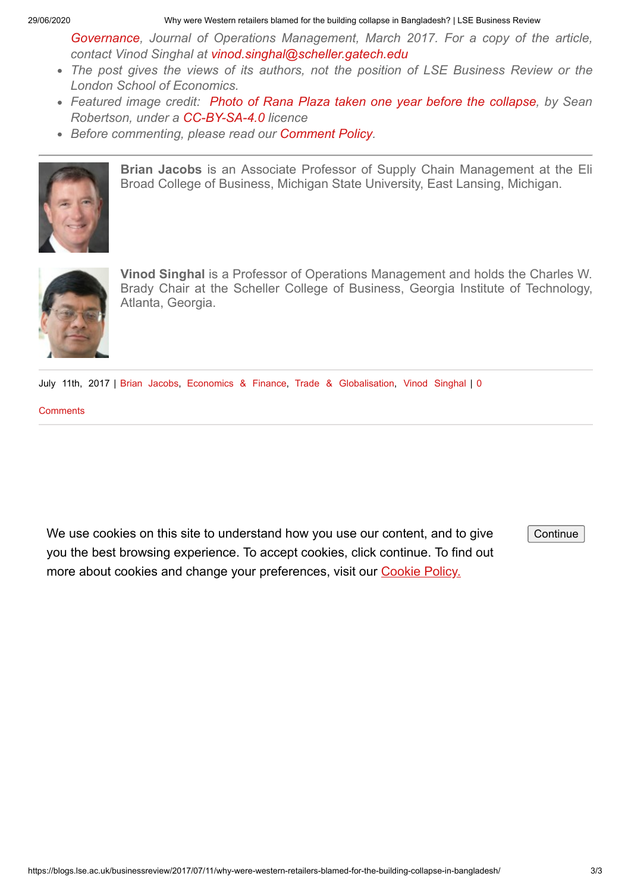*Governance, Journal of Operations Management, March 2017. For a copy of the article, contact Vinod Singhal at vinod.singhal@scheller.gatech.edu*
- *The post gives the views of its authors, not the position of LSE Business Review or the London School of Economics.*
- *Featured image credit: Photo of Rana Plaza taken one year before the collapse, by Sean Robertson, under a CC-BY-SA-4.0 licence*
- *Before commenting, please read our Comment Policy.*

---

**Brian Jacobs** is an Associate Professor of Supply Chain Management at the Eli Broad College of Business, Michigan State University, East Lansing, Michigan.

**Vinod Singhal** is a Professor of Operations Management and holds the Charles W. Brady Chair at the Scheller College of Business, Georgia Institute of Technology, Atlanta, Georgia.

---

July 11th, 2017 | Brian Jacobs, Economics & Finance, Trade & Globalisation, Vinod Singhal | 0 Comments

---

We use cookies on this site to understand how you use our content, and to give you the best browsing experience. To accept cookies, click continue. To find out more about cookies and change your preferences, visit our Cookie Policy.

Continue